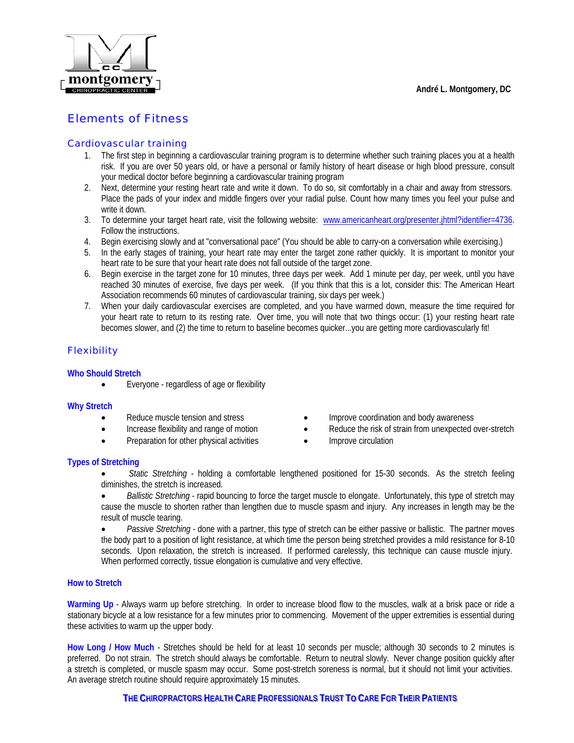montgomery CHIROPRACTIC CENTER

**André L. Montgomery, DC**

# Elements of Fitness

## Cardiovascular training

1. The first step in beginning a cardiovascular training program is to determine whether such training places you at a health risk. If you are over 50 years old, or have a personal or family history of heart disease or high blood pressure, consult your medical doctor before beginning a cardiovascular training program
2. Next, determine your resting heart rate and write it down. To do so, sit comfortably in a chair and away from stressors. Place the pads of your index and middle fingers over your radial pulse. Count how many times you feel your pulse and write it down.
3. To determine your target heart rate, visit the following website: www.americanheart.org/presenter.jhtml?identifier=4736. Follow the instructions.
4. Begin exercising slowly and at "conversational pace" (You should be able to carry-on a conversation while exercising.)
5. In the early stages of training, your heart rate may enter the target zone rather quickly. It is important to monitor your heart rate to be sure that your heart rate does not fall outside of the target zone.
6. Begin exercise in the target zone for 10 minutes, three days per week. Add 1 minute per day, per week, until you have reached 30 minutes of exercise, five days per week. (If you think that this is a lot, consider this: The American Heart Association recommends 60 minutes of cardiovascular training, six days per week.)
7. When your daily cardiovascular exercises are completed, and you have warmed down, measure the time required for your heart rate to return to its resting rate. Over time, you will note that two things occur: (1) your resting heart rate becomes slower, and (2) the time to return to baseline becomes quicker...you are getting more cardiovascularly fit!

## Flexibility

### Who Should Stretch

- Everyone - regardless of age or flexibility

### Why Stretch

- Reduce muscle tension and stress
- Increase flexibility and range of motion
- Preparation for other physical activities
- Improve coordination and body awareness
- Reduce the risk of strain from unexpected over-stretch
- Improve circulation

### Types of Stretching

- *Static Stretching* - holding a comfortable lengthened positioned for 15-30 seconds. As the stretch feeling diminishes, the stretch is increased.
- *Ballistic Stretching* - rapid bouncing to force the target muscle to elongate. Unfortunately, this type of stretch may cause the muscle to shorten rather than lengthen due to muscle spasm and injury. Any increases in length may be the result of muscle tearing.
- *Passive Stretching* - done with a partner, this type of stretch can be either passive or ballistic. The partner moves the body part to a position of light resistance, at which time the person being stretched provides a mild resistance for 8-10 seconds. Upon relaxation, the stretch is increased. If performed carelessly, this technique can cause muscle injury. When performed correctly, tissue elongation is cumulative and very effective.

### How to Stretch

**Warming Up** - Always warm up before stretching. In order to increase blood flow to the muscles, walk at a brisk pace or ride a stationary bicycle at a low resistance for a few minutes prior to commencing. Movement of the upper extremities is essential during these activities to warm up the upper body.

**How Long / How Much** - Stretches should be held for at least 10 seconds per muscle; although 30 seconds to 2 minutes is preferred. Do not strain. The stretch should always be comfortable. Return to neutral slowly. Never change position quickly after a stretch is completed, or muscle spasm may occur. Some post-stretch soreness is normal, but it should not limit your activities. An average stretch routine should require approximately 15 minutes.

**THE CHIROPRACTORS HEALTH CARE PROFESSIONALS TRUST TO CARE FOR THEIR PATIENTS**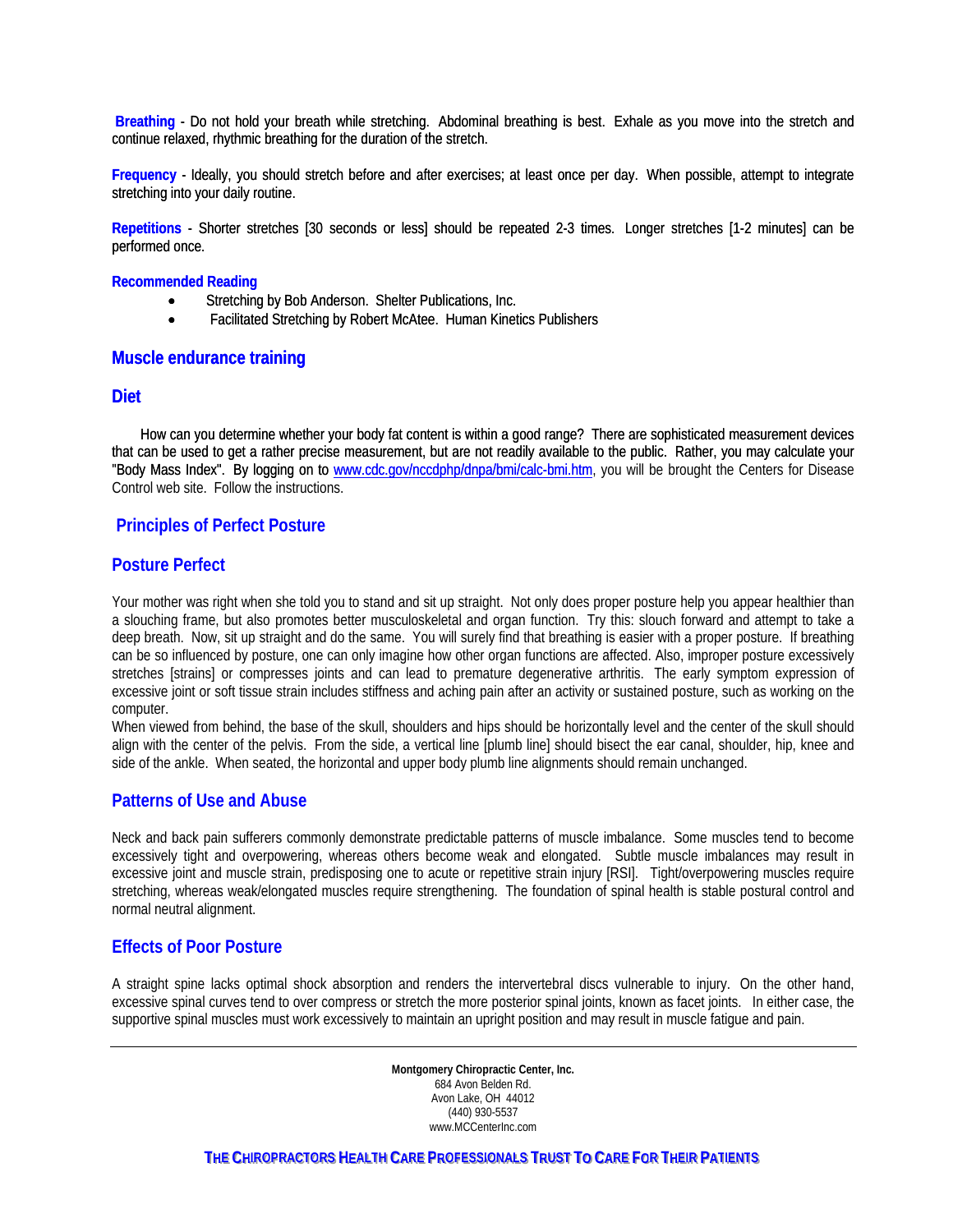**Breathing** - Do not hold your breath while stretching. Abdominal breathing is best. Exhale as you move into the stretch and continue relaxed, rhythmic breathing for the duration of the stretch.

**Frequency** - Ideally, you should stretch before and after exercises; at least once per day. When possible, attempt to integrate stretching into your daily routine.

**Repetitions** - Shorter stretches [30 seconds or less] should be repeated 2-3 times. Longer stretches [1-2 minutes] can be performed once.

**Recommended Reading**

- Stretching by Bob Anderson. Shelter Publications, Inc.
- Facilitated Stretching by Robert McAtee. Human Kinetics Publishers

## Muscle endurance training

## Diet

How can you determine whether your body fat content is within a good range? There are sophisticated measurement devices that can be used to get a rather precise measurement, but are not readily available to the public. Rather, you may calculate your "Body Mass Index". By logging on to [www.cdc.gov/nccdphp/dnpa/bmi/calc-bmi.htm](http://www.cdc.gov/nccdphp/dnpa/bmi/calc-bmi.htm), you will be brought the Centers for Disease Control web site. Follow the instructions.

## Principles of Perfect Posture

## Posture Perfect

Your mother was right when she told you to stand and sit up straight. Not only does proper posture help you appear healthier than a slouching frame, but also promotes better musculoskeletal and organ function. Try this: slouch forward and attempt to take a deep breath. Now, sit up straight and do the same. You will surely find that breathing is easier with a proper posture. If breathing can be so influenced by posture, one can only imagine how other organ functions are affected. Also, improper posture excessively stretches [strains] or compresses joints and can lead to premature degenerative arthritis. The early symptom expression of excessive joint or soft tissue strain includes stiffness and aching pain after an activity or sustained posture, such as working on the computer.

When viewed from behind, the base of the skull, shoulders and hips should be horizontally level and the center of the skull should align with the center of the pelvis. From the side, a vertical line [plumb line] should bisect the ear canal, shoulder, hip, knee and side of the ankle. When seated, the horizontal and upper body plumb line alignments should remain unchanged.

## Patterns of Use and Abuse

Neck and back pain sufferers commonly demonstrate predictable patterns of muscle imbalance. Some muscles tend to become excessively tight and overpowering, whereas others become weak and elongated. Subtle muscle imbalances may result in excessive joint and muscle strain, predisposing one to acute or repetitive strain injury [RSI]. Tight/overpowering muscles require stretching, whereas weak/elongated muscles require strengthening. The foundation of spinal health is stable postural control and normal neutral alignment.

## Effects of Poor Posture

A straight spine lacks optimal shock absorption and renders the intervertebral discs vulnerable to injury. On the other hand, excessive spinal curves tend to over compress or stretch the more posterior spinal joints, known as facet joints. In either case, the supportive spinal muscles must work excessively to maintain an upright position and may result in muscle fatigue and pain.